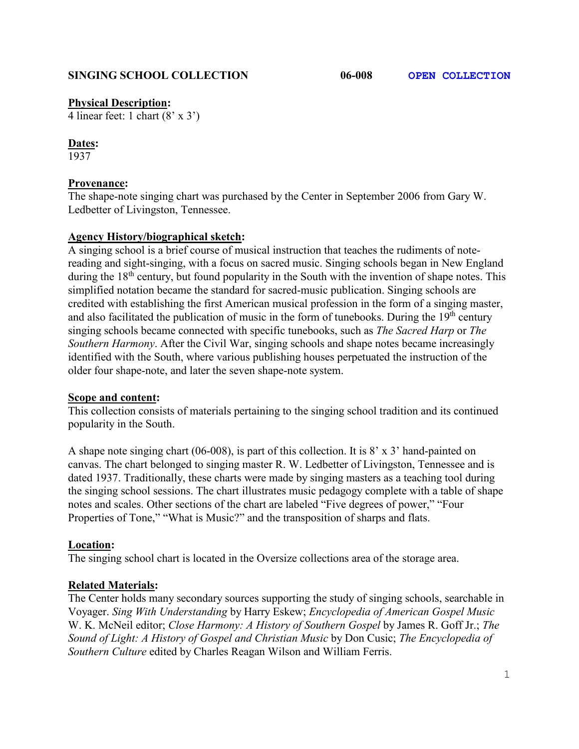**SINGING SCHOOL COLLECTION** **06-008** **OPEN COLLECTION**

**Physical Description:**
4 linear feet: 1 chart (8' x 3')

**Dates:**
1937

**Provenance:**
The shape-note singing chart was purchased by the Center in September 2006 from Gary W. Ledbetter of Livingston, Tennessee.

**Agency History/biographical sketch:**
A singing school is a brief course of musical instruction that teaches the rudiments of note-reading and sight-singing, with a focus on sacred music. Singing schools began in New England during the 18th century, but found popularity in the South with the invention of shape notes. This simplified notation became the standard for sacred-music publication. Singing schools are credited with establishing the first American musical profession in the form of a singing master, and also facilitated the publication of music in the form of tunebooks. During the 19th century singing schools became connected with specific tunebooks, such as *The Sacred Harp* or *The Southern Harmony*. After the Civil War, singing schools and shape notes became increasingly identified with the South, where various publishing houses perpetuated the instruction of the older four shape-note, and later the seven shape-note system.

**Scope and content:**
This collection consists of materials pertaining to the singing school tradition and its continued popularity in the South.

A shape note singing chart (06-008), is part of this collection. It is 8' x 3' hand-painted on canvas. The chart belonged to singing master R. W. Ledbetter of Livingston, Tennessee and is dated 1937. Traditionally, these charts were made by singing masters as a teaching tool during the singing school sessions. The chart illustrates music pedagogy complete with a table of shape notes and scales. Other sections of the chart are labeled "Five degrees of power," "Four Properties of Tone," "What is Music?" and the transposition of sharps and flats.

**Location:**
The singing school chart is located in the Oversize collections area of the storage area.

**Related Materials:**
The Center holds many secondary sources supporting the study of singing schools, searchable in Voyager. *Sing With Understanding* by Harry Eskew; *Encyclopedia of American Gospel Music* W. K. McNeil editor; *Close Harmony: A History of Southern Gospel* by James R. Goff Jr.; *The Sound of Light: A History of Gospel and Christian Music* by Don Cusic; *The Encyclopedia of Southern Culture* edited by Charles Reagan Wilson and William Ferris.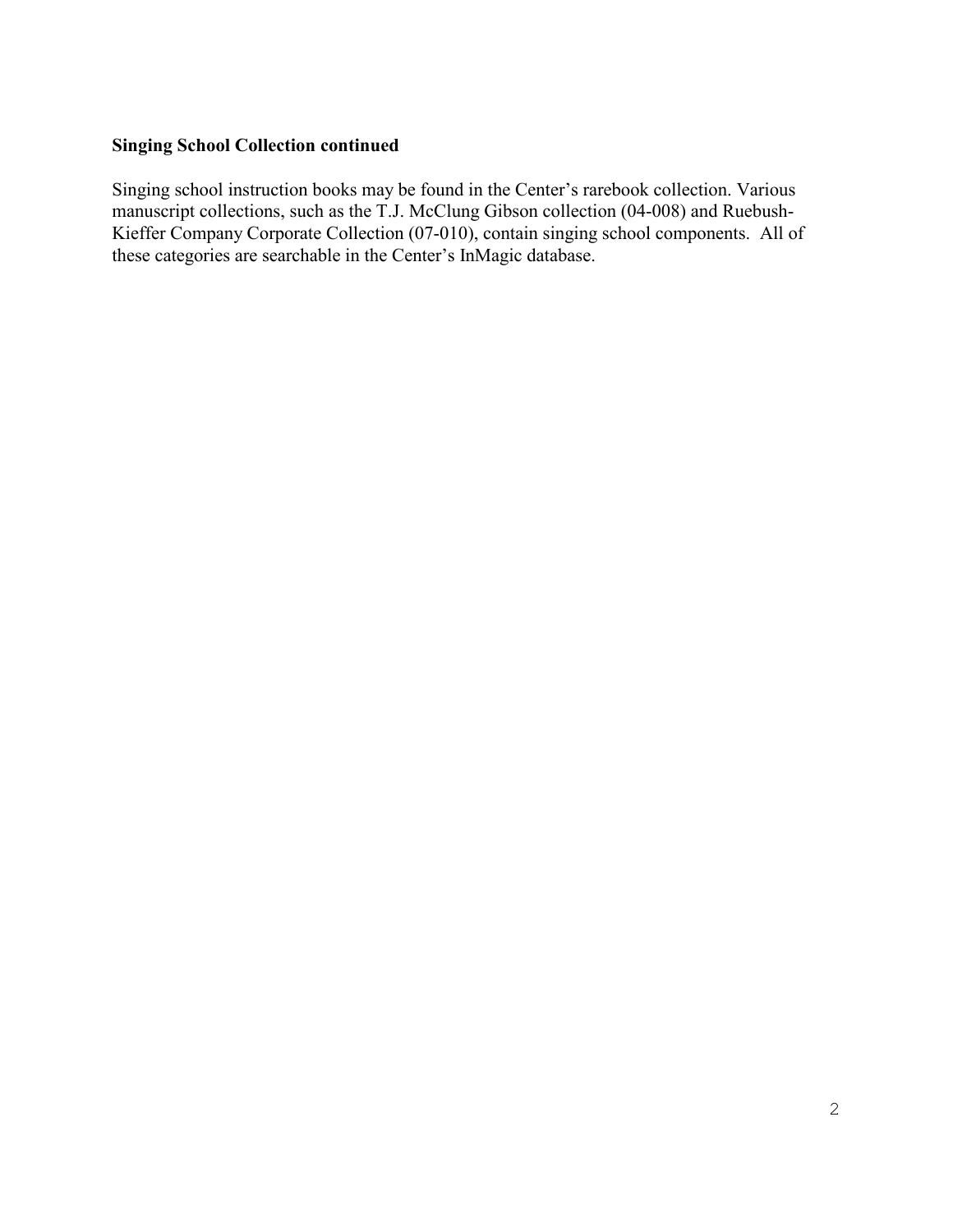**Singing School Collection continued**

Singing school instruction books may be found in the Center's rarebook collection. Various manuscript collections, such as the T.J. McClung Gibson collection (04-008) and Ruebush-Kieffer Company Corporate Collection (07-010), contain singing school components. All of these categories are searchable in the Center's InMagic database.